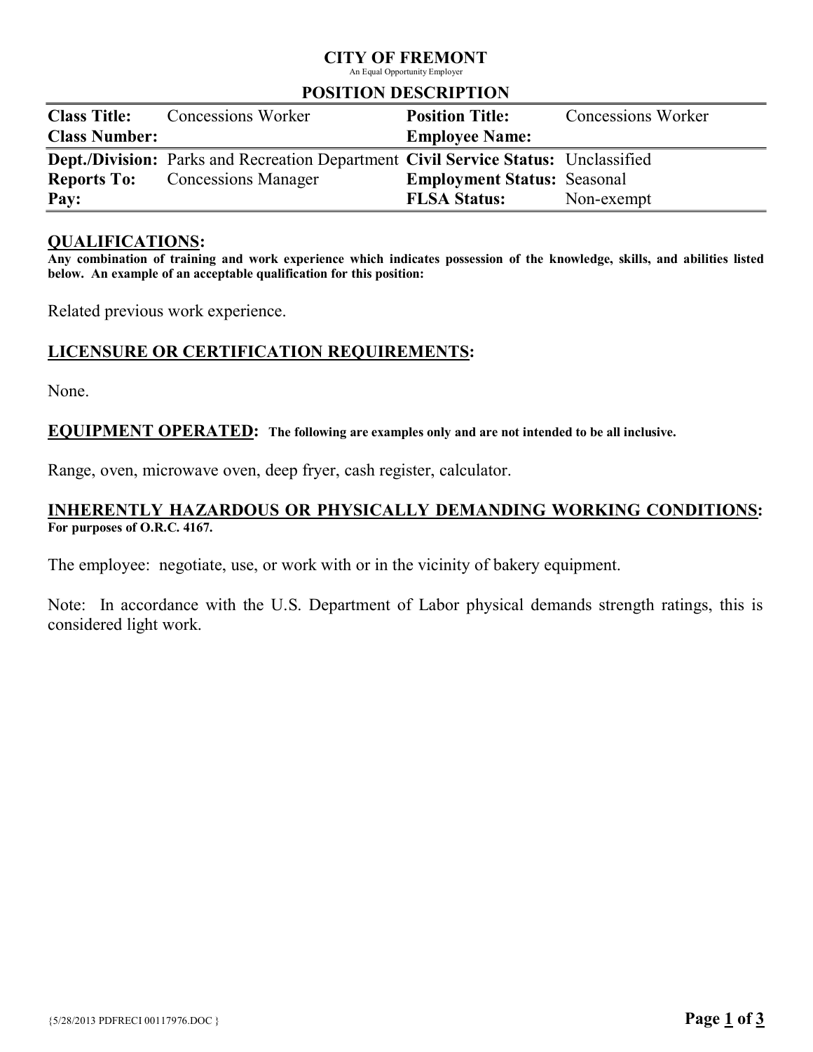# CITY OF FREMONT

An Equal Opportunity Employer

## POSITION DESCRIPTION

| | | | |
|---|---|---|---|
| **Class Title:** | Concessions Worker | **Position Title:** | Concessions Worker |
| **Class Number:** | | **Employee Name:** | |
| **Dept./Division:** | Parks and Recreation Department | **Civil Service Status:** | Unclassified |
| **Reports To:** | Concessions Manager | **Employment Status:** | Seasonal |
| **Pay:** | | **FLSA Status:** | Non-exempt |

## QUALIFICATIONS:

**Any combination of training and work experience which indicates possession of the knowledge, skills, and abilities listed below. An example of an acceptable qualification for this position:**

Related previous work experience.

## LICENSURE OR CERTIFICATION REQUIREMENTS:

None.

## EQUIPMENT OPERATED: **The following are examples only and are not intended to be all inclusive.**

Range, oven, microwave oven, deep fryer, cash register, calculator.

## INHERENTLY HAZARDOUS OR PHYSICALLY DEMANDING WORKING CONDITIONS:

**For purposes of O.R.C. 4167.**

The employee: negotiate, use, or work with or in the vicinity of bakery equipment.

Note: In accordance with the U.S. Department of Labor physical demands strength ratings, this is considered light work.

{5/28/2013 PDFRECI 00117976.DOC }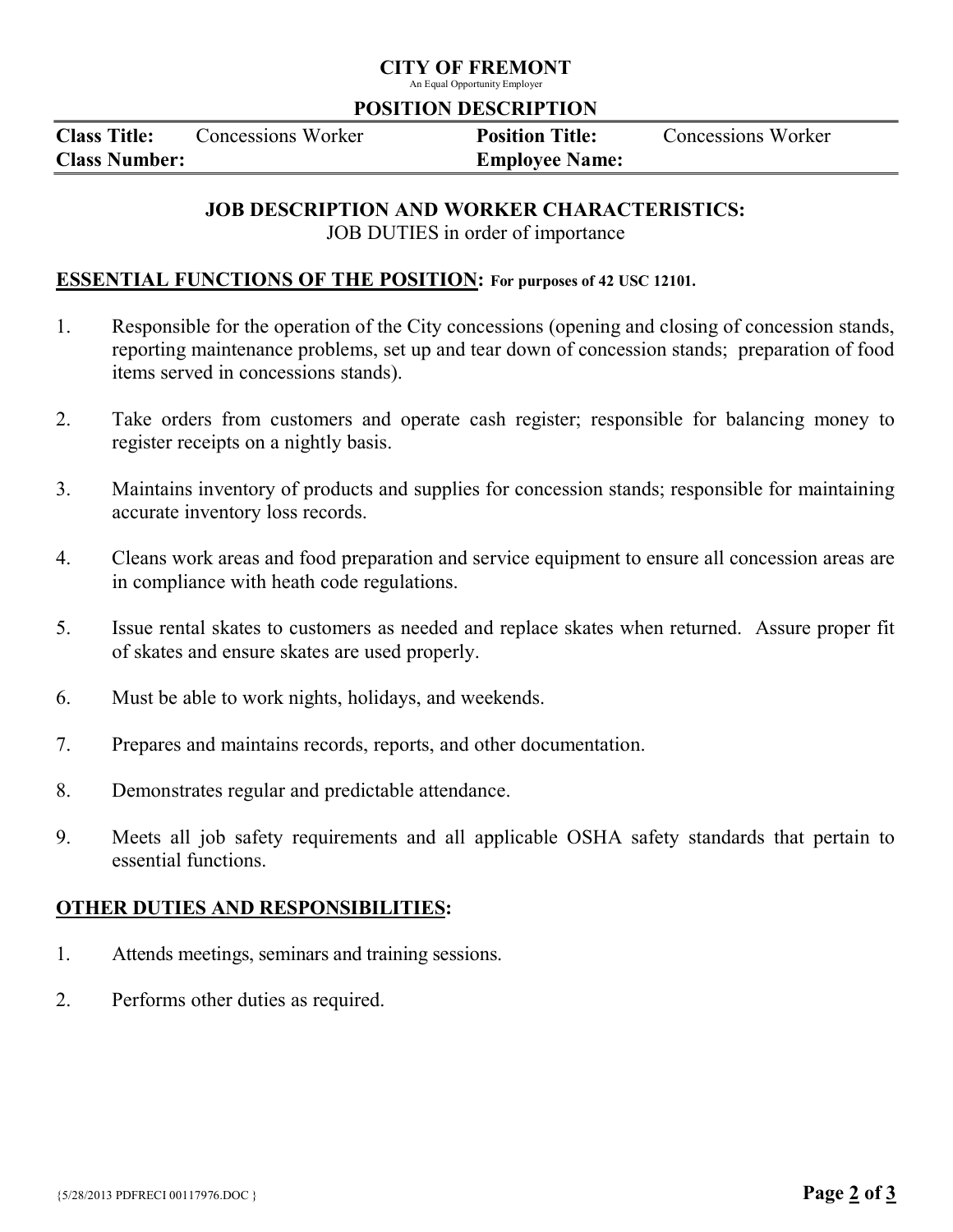# CITY OF FREMONT

An Equal Opportunity Employer

## POSITION DESCRIPTION

| **Class Title:** | Concessions Worker | **Position Title:** | Concessions Worker |
| --- | --- | --- | --- |
| **Class Number:** | | **Employee Name:** | |

### JOB DESCRIPTION AND WORKER CHARACTERISTICS:

JOB DUTIES in order of importance

**ESSENTIAL FUNCTIONS OF THE POSITION: For purposes of 42 USC 12101.**

1. Responsible for the operation of the City concessions (opening and closing of concession stands, reporting maintenance problems, set up and tear down of concession stands; preparation of food items served in concessions stands).
2. Take orders from customers and operate cash register; responsible for balancing money to register receipts on a nightly basis.
3. Maintains inventory of products and supplies for concession stands; responsible for maintaining accurate inventory loss records.
4. Cleans work areas and food preparation and service equipment to ensure all concession areas are in compliance with heath code regulations.
5. Issue rental skates to customers as needed and replace skates when returned. Assure proper fit of skates and ensure skates are used properly.
6. Must be able to work nights, holidays, and weekends.
7. Prepares and maintains records, reports, and other documentation.
8. Demonstrates regular and predictable attendance.
9. Meets all job safety requirements and all applicable OSHA safety standards that pertain to essential functions.

**OTHER DUTIES AND RESPONSIBILITIES:**

1. Attends meetings, seminars and training sessions.
2. Performs other duties as required.

{5/28/2013 PDFRECI 00117976.DOC }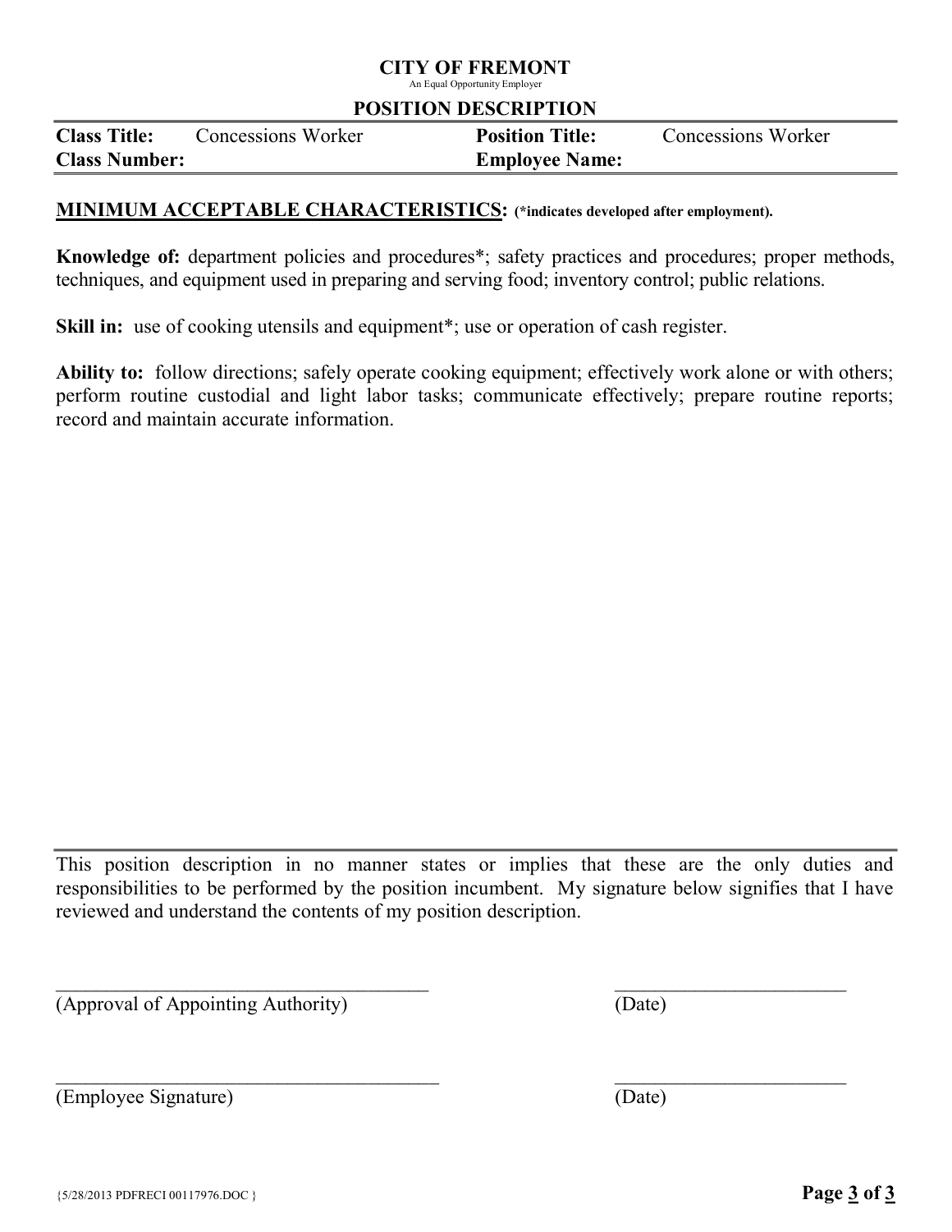**CITY OF FREMONT**
An Equal Opportunity Employer

**POSITION DESCRIPTION**

| | | | |
|---|---|---|---|
| **Class Title:** | Concessions Worker | **Position Title:** | Concessions Worker |
| **Class Number:** | | **Employee Name:** | |

## MINIMUM ACCEPTABLE CHARACTERISTICS: (*indicates developed after employment).

**Knowledge of:** department policies and procedures*; safety practices and procedures; proper methods, techniques, and equipment used in preparing and serving food; inventory control; public relations.

**Skill in:** use of cooking utensils and equipment*; use or operation of cash register.

**Ability to:** follow directions; safely operate cooking equipment; effectively work alone or with others; perform routine custodial and light labor tasks; communicate effectively; prepare routine reports; record and maintain accurate information.

---

This position description in no manner states or implies that these are the only duties and responsibilities to be performed by the position incumbent. My signature below signifies that I have reviewed and understand the contents of my position description.

______________________________________ ________________________
(Approval of Appointing Authority) (Date)

______________________________________ ________________________
(Employee Signature) (Date)

{5/28/2013 PDFRECI 00117976.DOC }